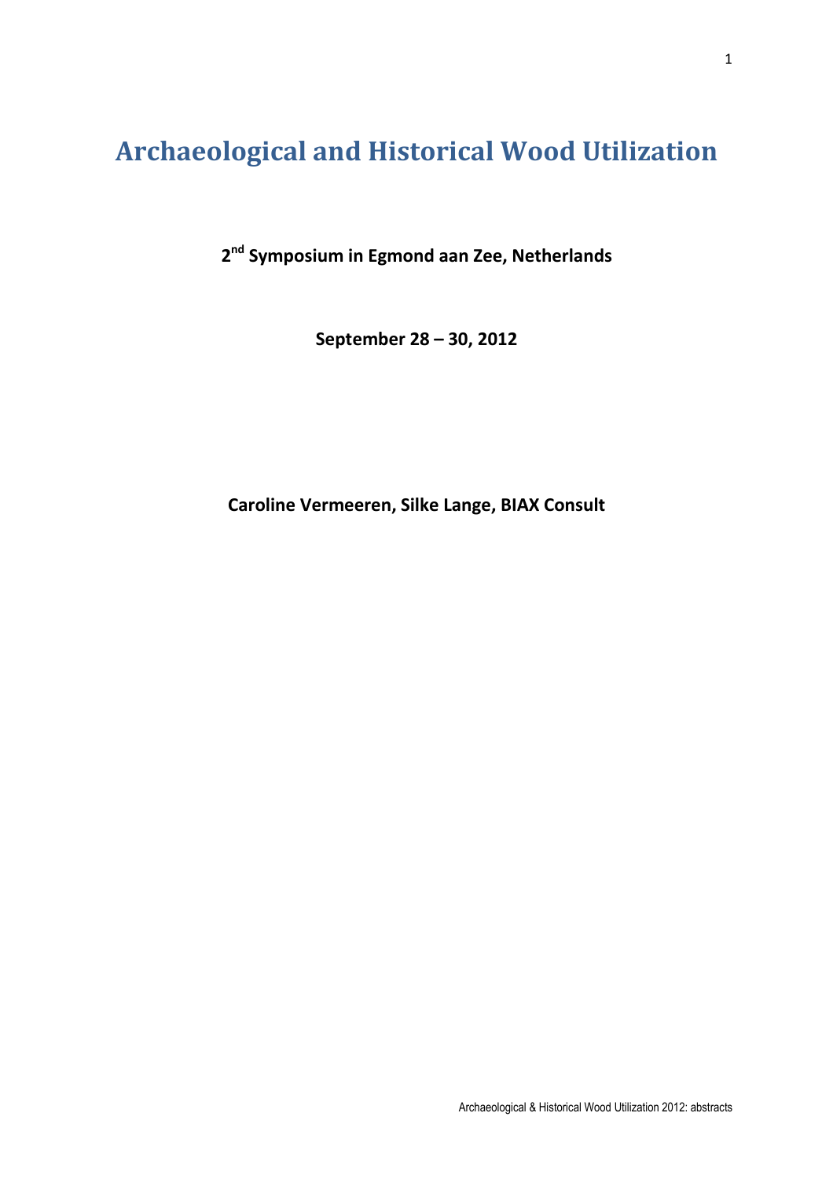# Archaeological and Historical Wood Utilization

**2nd Symposium in Egmond aan Zee, Netherlands**

**September 28 – 30, 2012**

**Caroline Vermeeren, Silke Lange, BIAX Consult**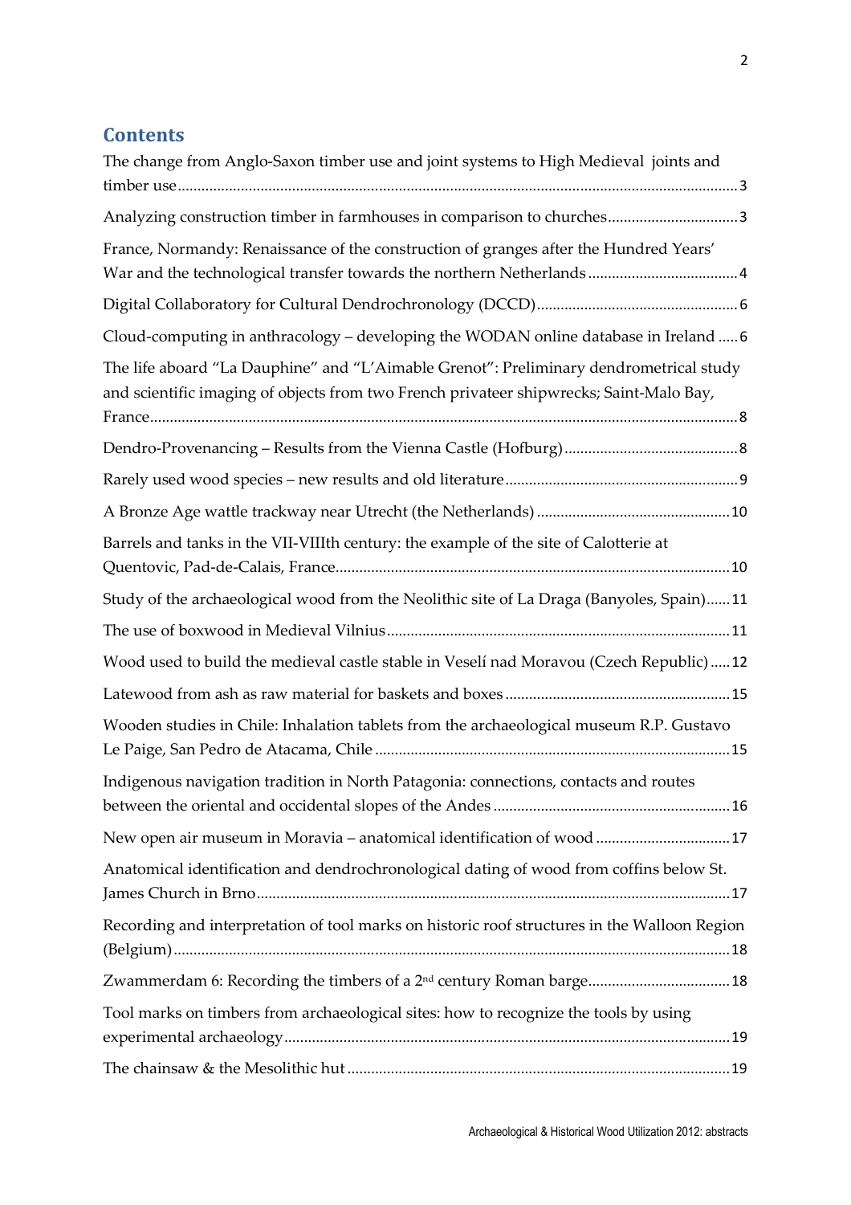## Contents

The change from Anglo-Saxon timber use and joint systems to High Medieval joints and timber use ... 3

Analyzing construction timber in farmhouses in comparison to churches ... 3

France, Normandy: Renaissance of the construction of granges after the Hundred Years' War and the technological transfer towards the northern Netherlands ... 4

Digital Collaboratory for Cultural Dendrochronology (DCCD) ... 6

Cloud-computing in anthracology – developing the WODAN online database in Ireland ... 6

The life aboard "La Dauphine" and "L'Aimable Grenot": Preliminary dendrometrical study and scientific imaging of objects from two French privateer shipwrecks; Saint-Malo Bay, France ... 8

Dendro-Provenancing – Results from the Vienna Castle (Hofburg) ... 8

Rarely used wood species – new results and old literature ... 9

A Bronze Age wattle trackway near Utrecht (the Netherlands) ... 10

Barrels and tanks in the VII-VIIIth century: the example of the site of Calotterie at Quentovic, Pad-de-Calais, France ... 10

Study of the archaeological wood from the Neolithic site of La Draga (Banyoles, Spain) ... 11

The use of boxwood in Medieval Vilnius ... 11

Wood used to build the medieval castle stable in Veselí nad Moravou (Czech Republic) ... 12

Latewood from ash as raw material for baskets and boxes ... 15

Wooden studies in Chile: Inhalation tablets from the archaeological museum R.P. Gustavo Le Paige, San Pedro de Atacama, Chile ... 15

Indigenous navigation tradition in North Patagonia: connections, contacts and routes between the oriental and occidental slopes of the Andes ... 16

New open air museum in Moravia – anatomical identification of wood ... 17

Anatomical identification and dendrochronological dating of wood from coffins below St. James Church in Brno ... 17

Recording and interpretation of tool marks on historic roof structures in the Walloon Region (Belgium) ... 18

Zwammerdam 6: Recording the timbers of a 2nd century Roman barge ... 18

Tool marks on timbers from archaeological sites: how to recognize the tools by using experimental archaeology ... 19

The chainsaw & the Mesolithic hut ... 19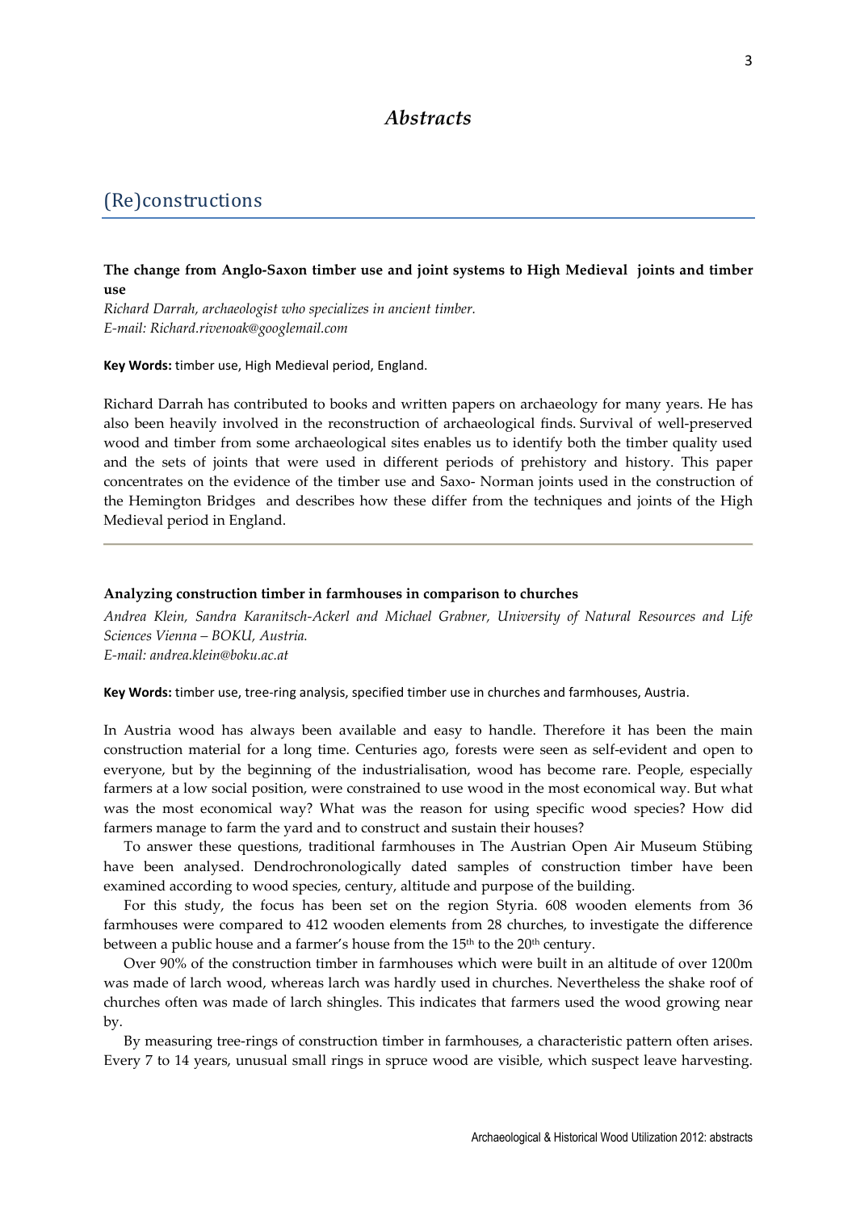# *Abstracts*

## (Re)constructions

**The change from Anglo-Saxon timber use and joint systems to High Medieval joints and timber use**

*Richard Darrah, archaeologist who specializes in ancient timber.*
*E-mail: Richard.rivenoak@googlemail.com*

**Key Words:** timber use, High Medieval period, England.

Richard Darrah has contributed to books and written papers on archaeology for many years. He has also been heavily involved in the reconstruction of archaeological finds. Survival of well-preserved wood and timber from some archaeological sites enables us to identify both the timber quality used and the sets of joints that were used in different periods of prehistory and history. This paper concentrates on the evidence of the timber use and Saxo- Norman joints used in the construction of the Hemington Bridges and describes how these differ from the techniques and joints of the High Medieval period in England.

---

**Analyzing construction timber in farmhouses in comparison to churches**

*Andrea Klein, Sandra Karanitsch-Ackerl and Michael Grabner, University of Natural Resources and Life Sciences Vienna – BOKU, Austria.*
*E-mail: andrea.klein@boku.ac.at*

**Key Words:** timber use, tree-ring analysis, specified timber use in churches and farmhouses, Austria.

In Austria wood has always been available and easy to handle. Therefore it has been the main construction material for a long time. Centuries ago, forests were seen as self-evident and open to everyone, but by the beginning of the industrialisation, wood has become rare. People, especially farmers at a low social position, were constrained to use wood in the most economical way. But what was the most economical way? What was the reason for using specific wood species? How did farmers manage to farm the yard and to construct and sustain their houses?

To answer these questions, traditional farmhouses in The Austrian Open Air Museum Stübing have been analysed. Dendrochronologically dated samples of construction timber have been examined according to wood species, century, altitude and purpose of the building.

For this study, the focus has been set on the region Styria. 608 wooden elements from 36 farmhouses were compared to 412 wooden elements from 28 churches, to investigate the difference between a public house and a farmer's house from the 15th to the 20th century.

Over 90% of the construction timber in farmhouses which were built in an altitude of over 1200m was made of larch wood, whereas larch was hardly used in churches. Nevertheless the shake roof of churches often was made of larch shingles. This indicates that farmers used the wood growing near by.

By measuring tree-rings of construction timber in farmhouses, a characteristic pattern often arises. Every 7 to 14 years, unusual small rings in spruce wood are visible, which suspect leave harvesting.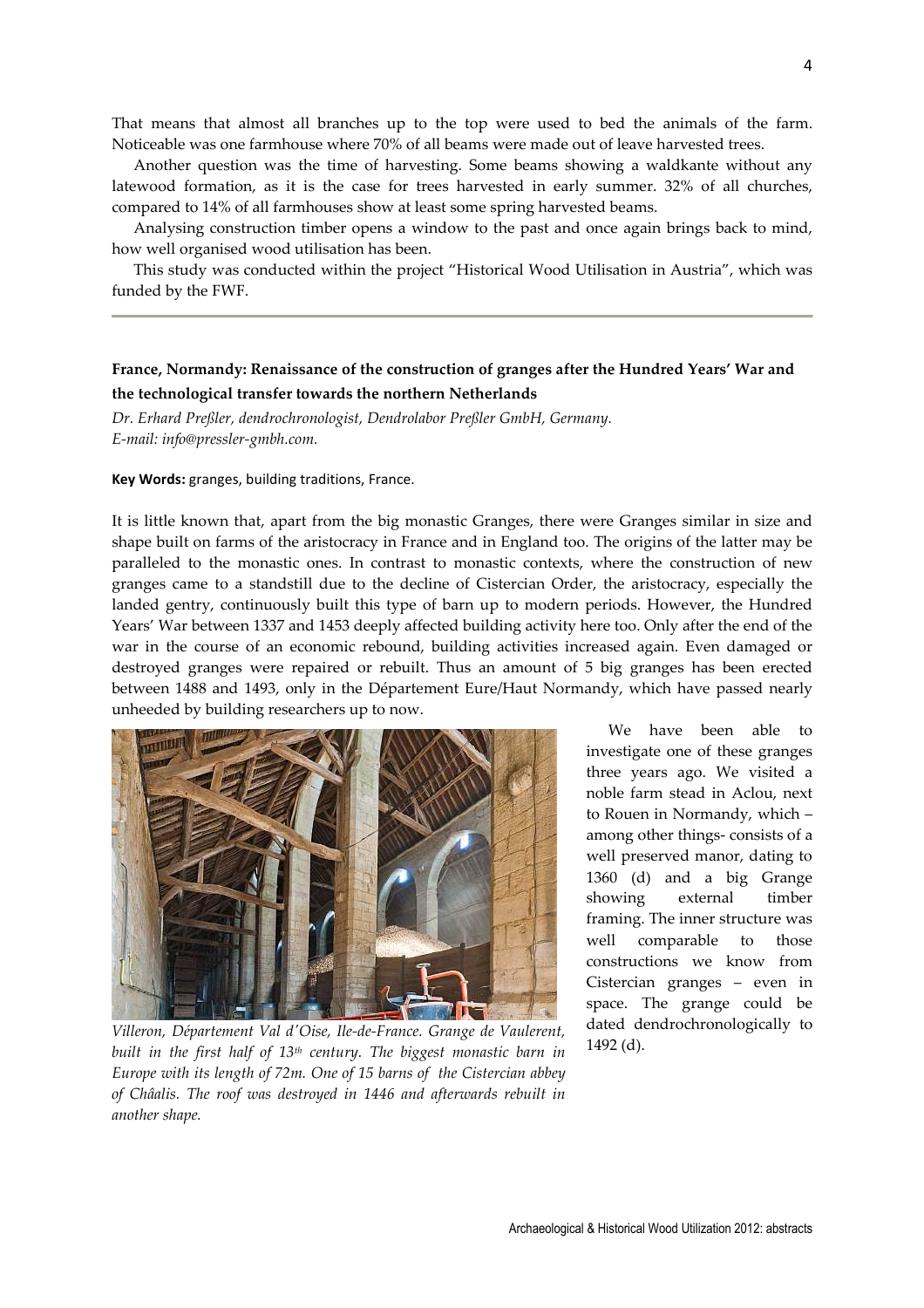That means that almost all branches up to the top were used to bed the animals of the farm. Noticeable was one farmhouse where 70% of all beams were made out of leave harvested trees.

Another question was the time of harvesting. Some beams showing a waldkante without any latewood formation, as it is the case for trees harvested in early summer. 32% of all churches, compared to 14% of all farmhouses show at least some spring harvested beams.

Analysing construction timber opens a window to the past and once again brings back to mind, how well organised wood utilisation has been.

This study was conducted within the project "Historical Wood Utilisation in Austria", which was funded by the FWF.

---

**France, Normandy: Renaissance of the construction of granges after the Hundred Years' War and the technological transfer towards the northern Netherlands**

*Dr. Erhard Preßler, dendrochronologist, Dendrolabor Preßler GmbH, Germany.*
*E-mail: info@pressler-gmbh.com.*

**Key Words:** granges, building traditions, France.

It is little known that, apart from the big monastic Granges, there were Granges similar in size and shape built on farms of the aristocracy in France and in England too. The origins of the latter may be paralleled to the monastic ones. In contrast to monastic contexts, where the construction of new granges came to a standstill due to the decline of Cistercian Order, the aristocracy, especially the landed gentry, continuously built this type of barn up to modern periods. However, the Hundred Years' War between 1337 and 1453 deeply affected building activity here too. Only after the end of the war in the course of an economic rebound, building activities increased again. Even damaged or destroyed granges were repaired or rebuilt. Thus an amount of 5 big granges has been erected between 1488 and 1493, only in the Département Eure/Haut Normandy, which have passed nearly unheeded by building researchers up to now.

*Villeron, Département Val d'Oise, Ile-de-France. Grange de Vaulerent, built in the first half of 13th century. The biggest monastic barn in Europe with its length of 72m. One of 15 barns of the Cistercian abbey of Châalis. The roof was destroyed in 1446 and afterwards rebuilt in another shape.*

We have been able to investigate one of these granges three years ago. We visited a noble farm stead in Aclou, next to Rouen in Normandy, which – among other things- consists of a well preserved manor, dating to 1360 (d) and a big Grange showing external timber framing. The inner structure was well comparable to those constructions we know from Cistercian granges – even in space. The grange could be dated dendrochronologically to 1492 (d).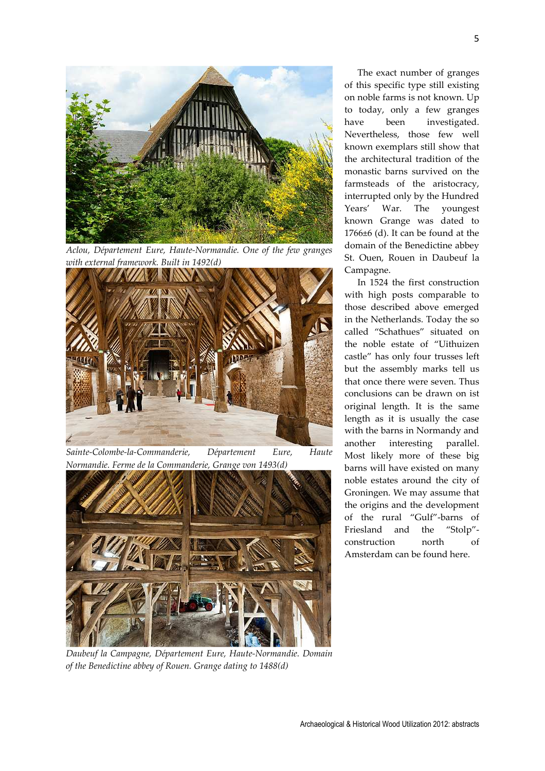*Aclou, Département Eure, Haute-Normandie. One of the few granges with external framework. Built in 1492(d)*

*Sainte-Colombe-la-Commanderie, Département Eure, Haute Normandie. Ferme de la Commanderie, Grange von 1493(d)*

*Daubeuf la Campagne, Département Eure, Haute-Normandie. Domain of the Benedictine abbey of Rouen. Grange dating to 1488(d)*

The exact number of granges of this specific type still existing on noble farms is not known. Up to today, only a few granges have been investigated. Nevertheless, those few well known exemplars still show that the architectural tradition of the monastic barns survived on the farmsteads of the aristocracy, interrupted only by the Hundred Years' War. The youngest known Grange was dated to 1766±6 (d). It can be found at the domain of the Benedictine abbey St. Ouen, Rouen in Daubeuf la Campagne.

In 1524 the first construction with high posts comparable to those described above emerged in the Netherlands. Today the so called "Schathues" situated on the noble estate of "Uithuizen castle" has only four trusses left but the assembly marks tell us that once there were seven. Thus conclusions can be drawn on ist original length. It is the same length as it is usually the case with the barns in Normandy and another interesting parallel. Most likely more of these big barns will have existed on many noble estates around the city of Groningen. We may assume that the origins and the development of the rural "Gulf"-barns of Friesland and the "Stolp"-construction north of Amsterdam can be found here.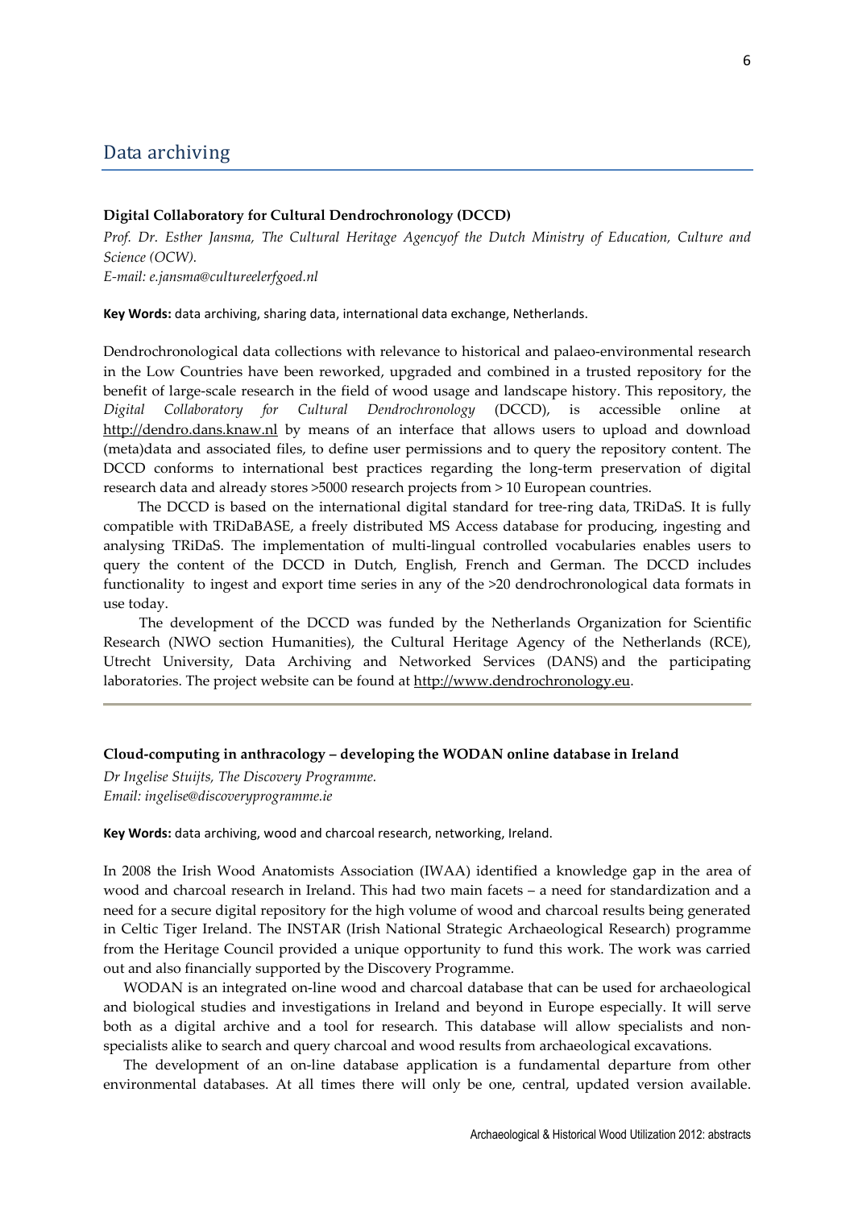## Data archiving

### Digital Collaboratory for Cultural Dendrochronology (DCCD)

*Prof. Dr. Esther Jansma, The Cultural Heritage Agencyof the Dutch Ministry of Education, Culture and Science (OCW).*
*E-mail: e.jansma@cultureelerfgoed.nl*

**Key Words:** data archiving, sharing data, international data exchange, Netherlands.

Dendrochronological data collections with relevance to historical and palaeo-environmental research in the Low Countries have been reworked, upgraded and combined in a trusted repository for the benefit of large-scale research in the field of wood usage and landscape history. This repository, the *Digital Collaboratory for Cultural Dendrochronology* (DCCD), is accessible online at http://dendro.dans.knaw.nl by means of an interface that allows users to upload and download (meta)data and associated files, to define user permissions and to query the repository content. The DCCD conforms to international best practices regarding the long-term preservation of digital research data and already stores >5000 research projects from > 10 European countries.

The DCCD is based on the international digital standard for tree-ring data, TRiDaS. It is fully compatible with TRiDaBASE, a freely distributed MS Access database for producing, ingesting and analysing TRiDaS. The implementation of multi-lingual controlled vocabularies enables users to query the content of the DCCD in Dutch, English, French and German. The DCCD includes functionality to ingest and export time series in any of the >20 dendrochronological data formats in use today.

The development of the DCCD was funded by the Netherlands Organization for Scientific Research (NWO section Humanities), the Cultural Heritage Agency of the Netherlands (RCE), Utrecht University, Data Archiving and Networked Services (DANS) and the participating laboratories. The project website can be found at http://www.dendrochronology.eu.

---

### Cloud-computing in anthracology – developing the WODAN online database in Ireland

*Dr Ingelise Stuijts, The Discovery Programme.*
*Email: ingelise@discoveryprogramme.ie*

**Key Words:** data archiving, wood and charcoal research, networking, Ireland.

In 2008 the Irish Wood Anatomists Association (IWAA) identified a knowledge gap in the area of wood and charcoal research in Ireland. This had two main facets – a need for standardization and a need for a secure digital repository for the high volume of wood and charcoal results being generated in Celtic Tiger Ireland. The INSTAR (Irish National Strategic Archaeological Research) programme from the Heritage Council provided a unique opportunity to fund this work. The work was carried out and also financially supported by the Discovery Programme.

WODAN is an integrated on-line wood and charcoal database that can be used for archaeological and biological studies and investigations in Ireland and beyond in Europe especially. It will serve both as a digital archive and a tool for research. This database will allow specialists and non-specialists alike to search and query charcoal and wood results from archaeological excavations.

The development of an on-line database application is a fundamental departure from other environmental databases. At all times there will only be one, central, updated version available.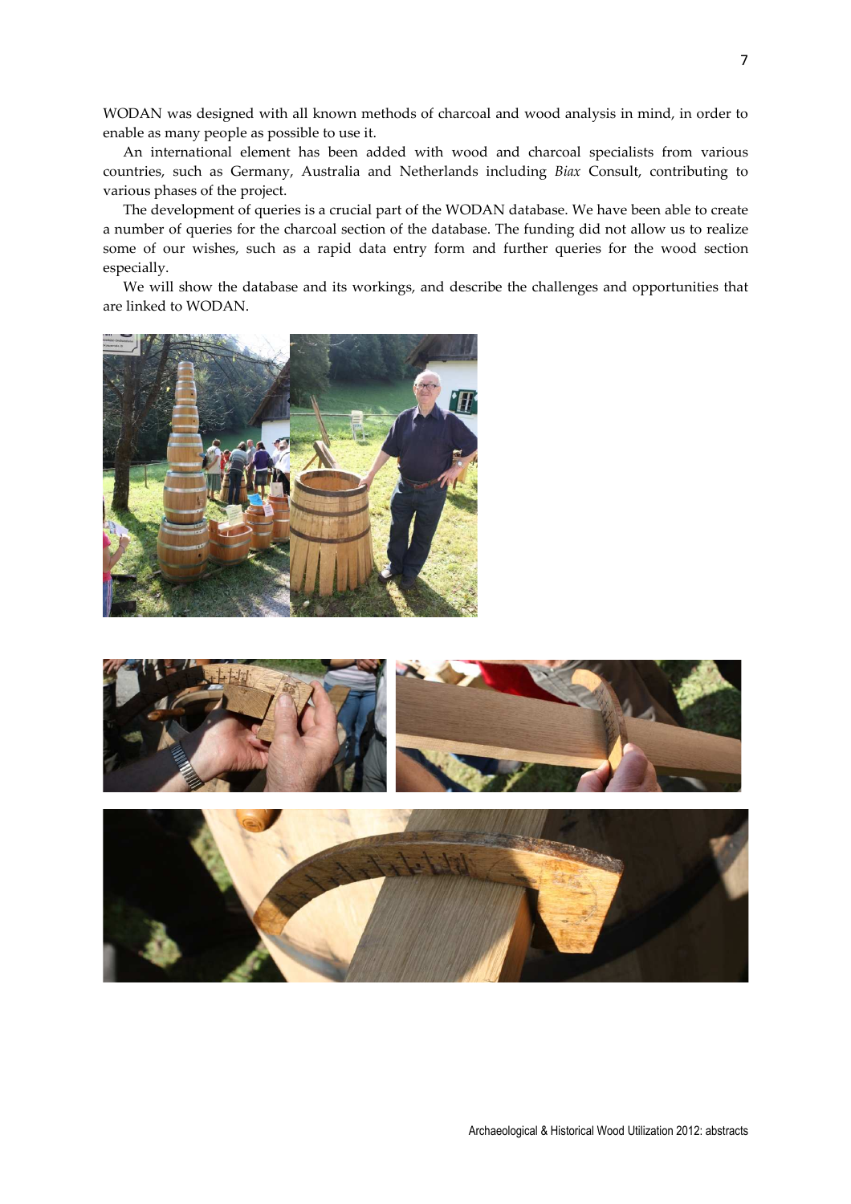WODAN was designed with all known methods of charcoal and wood analysis in mind, in order to enable as many people as possible to use it.

An international element has been added with wood and charcoal specialists from various countries, such as Germany, Australia and Netherlands including *Biax* Consult, contributing to various phases of the project.

The development of queries is a crucial part of the WODAN database. We have been able to create a number of queries for the charcoal section of the database. The funding did not allow us to realize some of our wishes, such as a rapid data entry form and further queries for the wood section especially.

We will show the database and its workings, and describe the challenges and opportunities that are linked to WODAN.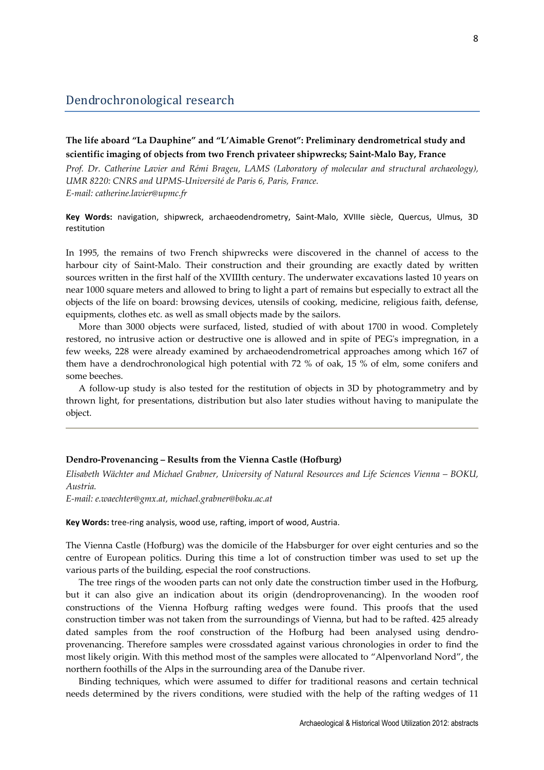## Dendrochronological research

**The life aboard "La Dauphine" and "L'Aimable Grenot": Preliminary dendrometrical study and scientific imaging of objects from two French privateer shipwrecks; Saint-Malo Bay, France**

*Prof. Dr. Catherine Lavier and Rémi Brageu, LAMS (Laboratory of molecular and structural archaeology), UMR 8220: CNRS and UPMS-Université de Paris 6, Paris, France.*
*E-mail: catherine.lavier@upmc.fr*

**Key Words:** navigation, shipwreck, archaeodendrometry, Saint-Malo, XVIIIe siècle, Quercus, Ulmus, 3D restitution

In 1995, the remains of two French shipwrecks were discovered in the channel of access to the harbour city of Saint-Malo. Their construction and their grounding are exactly dated by written sources written in the first half of the XVIIIth century. The underwater excavations lasted 10 years on near 1000 square meters and allowed to bring to light a part of remains but especially to extract all the objects of the life on board: browsing devices, utensils of cooking, medicine, religious faith, defense, equipments, clothes etc. as well as small objects made by the sailors.

More than 3000 objects were surfaced, listed, studied of with about 1700 in wood. Completely restored, no intrusive action or destructive one is allowed and in spite of PEG's impregnation, in a few weeks, 228 were already examined by archaeodendrometrical approaches among which 167 of them have a dendrochronological high potential with 72 % of oak, 15 % of elm, some conifers and some beeches.

A follow-up study is also tested for the restitution of objects in 3D by photogrammetry and by thrown light, for presentations, distribution but also later studies without having to manipulate the object.

---

**Dendro-Provenancing – Results from the Vienna Castle (Hofburg)**

*Elisabeth Wächter and Michael Grabner, University of Natural Resources and Life Sciences Vienna – BOKU, Austria.*
*E-mail: e.waechter@gmx.at, michael.grabner@boku.ac.at*

**Key Words:** tree-ring analysis, wood use, rafting, import of wood, Austria.

The Vienna Castle (Hofburg) was the domicile of the Habsburger for over eight centuries and so the centre of European politics. During this time a lot of construction timber was used to set up the various parts of the building, especial the roof constructions.

The tree rings of the wooden parts can not only date the construction timber used in the Hofburg, but it can also give an indication about its origin (dendroprovenancing). In the wooden roof constructions of the Vienna Hofburg rafting wedges were found. This proofs that the used construction timber was not taken from the surroundings of Vienna, but had to be rafted. 425 already dated samples from the roof construction of the Hofburg had been analysed using dendro-provenancing. Therefore samples were crossdated against various chronologies in order to find the most likely origin. With this method most of the samples were allocated to "Alpenvorland Nord", the northern foothills of the Alps in the surrounding area of the Danube river.

Binding techniques, which were assumed to differ for traditional reasons and certain technical needs determined by the rivers conditions, were studied with the help of the rafting wedges of 11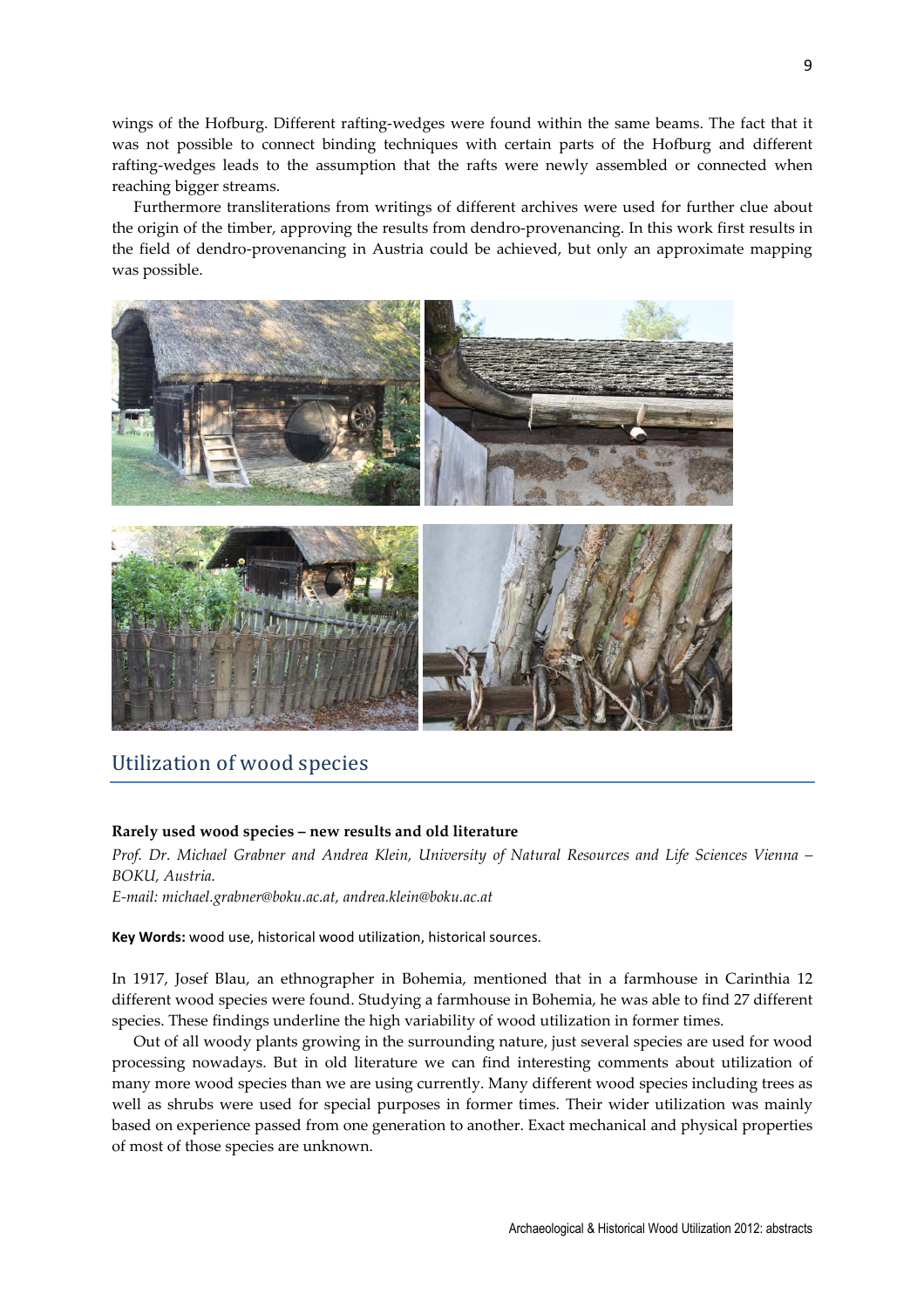wings of the Hofburg. Different rafting-wedges were found within the same beams. The fact that it was not possible to connect binding techniques with certain parts of the Hofburg and different rafting-wedges leads to the assumption that the rafts were newly assembled or connected when reaching bigger streams.

Furthermore transliterations from writings of different archives were used for further clue about the origin of the timber, approving the results from dendro-provenancing. In this work first results in the field of dendro-provenancing in Austria could be achieved, but only an approximate mapping was possible.

## Utilization of wood species

### Rarely used wood species – new results and old literature

*Prof. Dr. Michael Grabner and Andrea Klein, University of Natural Resources and Life Sciences Vienna – BOKU, Austria.*

*E-mail: michael.grabner@boku.ac.at, andrea.klein@boku.ac.at*

**Key Words:** wood use, historical wood utilization, historical sources.

In 1917, Josef Blau, an ethnographer in Bohemia, mentioned that in a farmhouse in Carinthia 12 different wood species were found. Studying a farmhouse in Bohemia, he was able to find 27 different species. These findings underline the high variability of wood utilization in former times.

Out of all woody plants growing in the surrounding nature, just several species are used for wood processing nowadays. But in old literature we can find interesting comments about utilization of many more wood species than we are using currently. Many different wood species including trees as well as shrubs were used for special purposes in former times. Their wider utilization was mainly based on experience passed from one generation to another. Exact mechanical and physical properties of most of those species are unknown.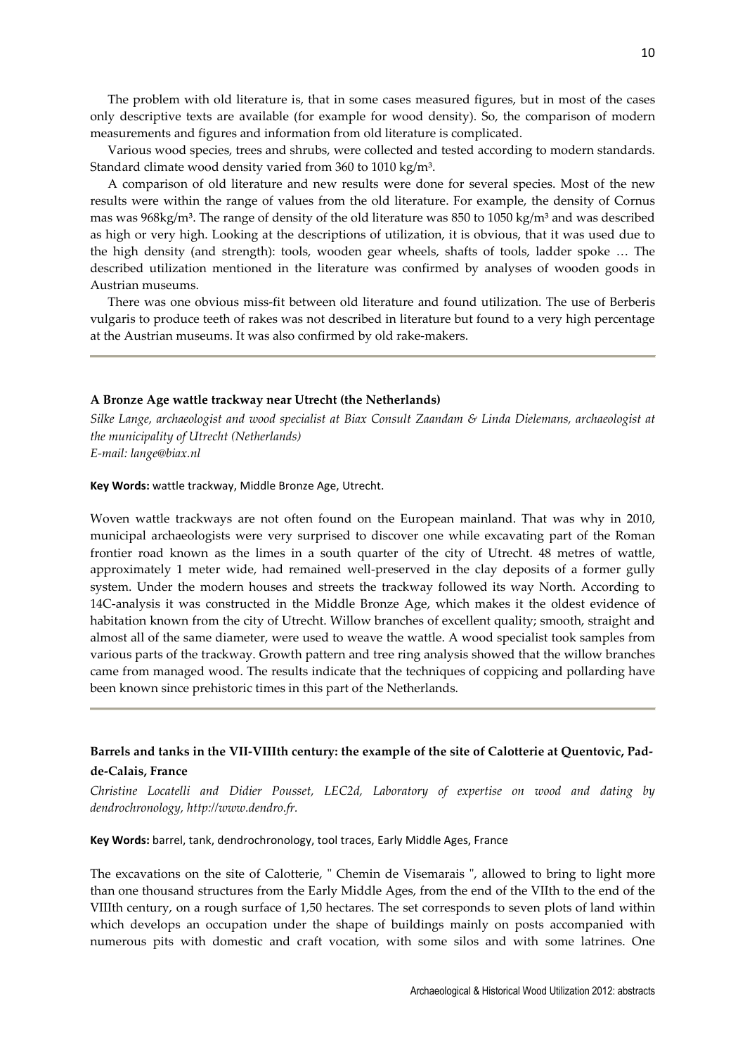The problem with old literature is, that in some cases measured figures, but in most of the cases only descriptive texts are available (for example for wood density). So, the comparison of modern measurements and figures and information from old literature is complicated.

Various wood species, trees and shrubs, were collected and tested according to modern standards. Standard climate wood density varied from 360 to 1010 kg/m³.

A comparison of old literature and new results were done for several species. Most of the new results were within the range of values from the old literature. For example, the density of Cornus mas was 968kg/m³. The range of density of the old literature was 850 to 1050 kg/m³ and was described as high or very high. Looking at the descriptions of utilization, it is obvious, that it was used due to the high density (and strength): tools, wooden gear wheels, shafts of tools, ladder spoke … The described utilization mentioned in the literature was confirmed by analyses of wooden goods in Austrian museums.

There was one obvious miss-fit between old literature and found utilization. The use of Berberis vulgaris to produce teeth of rakes was not described in literature but found to a very high percentage at the Austrian museums. It was also confirmed by old rake-makers.

---

**A Bronze Age wattle trackway near Utrecht (the Netherlands)**

*Silke Lange, archaeologist and wood specialist at Biax Consult Zaandam & Linda Dielemans, archaeologist at the municipality of Utrecht (Netherlands)*
*E-mail: lange@biax.nl*

**Key Words:** wattle trackway, Middle Bronze Age, Utrecht.

Woven wattle trackways are not often found on the European mainland. That was why in 2010, municipal archaeologists were very surprised to discover one while excavating part of the Roman frontier road known as the limes in a south quarter of the city of Utrecht. 48 metres of wattle, approximately 1 meter wide, had remained well-preserved in the clay deposits of a former gully system. Under the modern houses and streets the trackway followed its way North. According to 14C-analysis it was constructed in the Middle Bronze Age, which makes it the oldest evidence of habitation known from the city of Utrecht. Willow branches of excellent quality; smooth, straight and almost all of the same diameter, were used to weave the wattle. A wood specialist took samples from various parts of the trackway. Growth pattern and tree ring analysis showed that the willow branches came from managed wood. The results indicate that the techniques of coppicing and pollarding have been known since prehistoric times in this part of the Netherlands.

---

**Barrels and tanks in the VII-VIIIth century: the example of the site of Calotterie at Quentovic, Pad-de-Calais, France**

*Christine Locatelli and Didier Pousset, LEC2d, Laboratory of expertise on wood and dating by dendrochronology, http://www.dendro.fr.*

**Key Words:** barrel, tank, dendrochronology, tool traces, Early Middle Ages, France

The excavations on the site of Calotterie, " Chemin de Visemarais ", allowed to bring to light more than one thousand structures from the Early Middle Ages, from the end of the VIIth to the end of the VIIIth century, on a rough surface of 1,50 hectares. The set corresponds to seven plots of land within which develops an occupation under the shape of buildings mainly on posts accompanied with numerous pits with domestic and craft vocation, with some silos and with some latrines. One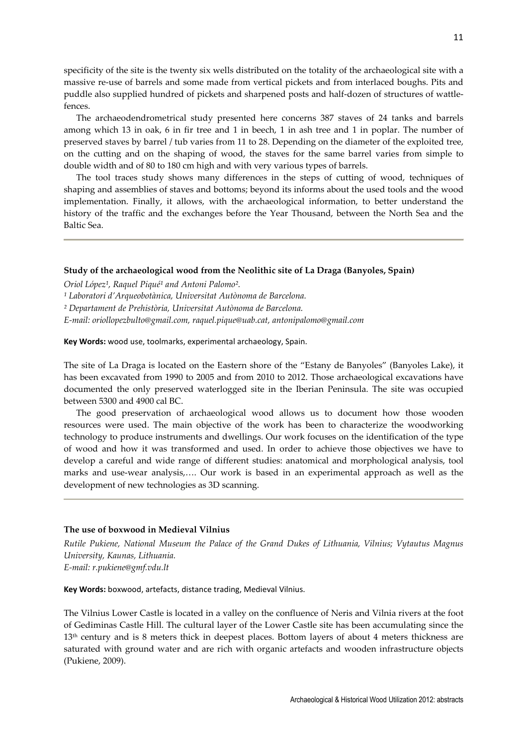specificity of the site is the twenty six wells distributed on the totality of the archaeological site with a massive re-use of barrels and some made from vertical pickets and from interlaced boughs. Pits and puddle also supplied hundred of pickets and sharpened posts and half-dozen of structures of wattle-fences.

The archaeodendrometrical study presented here concerns 387 staves of 24 tanks and barrels among which 13 in oak, 6 in fir tree and 1 in beech, 1 in ash tree and 1 in poplar. The number of preserved staves by barrel / tub varies from 11 to 28. Depending on the diameter of the exploited tree, on the cutting and on the shaping of wood, the staves for the same barrel varies from simple to double width and of 80 to 180 cm high and with very various types of barrels.

The tool traces study shows many differences in the steps of cutting of wood, techniques of shaping and assemblies of staves and bottoms; beyond its informs about the used tools and the wood implementation. Finally, it allows, with the archaeological information, to better understand the history of the traffic and the exchanges before the Year Thousand, between the North Sea and the Baltic Sea.

---

**Study of the archaeological wood from the Neolithic site of La Draga (Banyoles, Spain)**

*Oriol López[1], Raquel Piqué[1] and Antoni Palomo[2].*

*[1] Laboratori d'Arqueobotànica, Universitat Autònoma de Barcelona.*

*[2] Departament de Prehistòria, Universitat Autònoma de Barcelona.*

*E-mail: oriollopezbulto@gmail.com, raquel.pique@uab.cat, antonipalomo@gmail.com*

**Key Words:** wood use, toolmarks, experimental archaeology, Spain.

The site of La Draga is located on the Eastern shore of the "Estany de Banyoles" (Banyoles Lake), it has been excavated from 1990 to 2005 and from 2010 to 2012. Those archaeological excavations have documented the only preserved waterlogged site in the Iberian Peninsula. The site was occupied between 5300 and 4900 cal BC.

The good preservation of archaeological wood allows us to document how those wooden resources were used. The main objective of the work has been to characterize the woodworking technology to produce instruments and dwellings. Our work focuses on the identification of the type of wood and how it was transformed and used. In order to achieve those objectives we have to develop a careful and wide range of different studies: anatomical and morphological analysis, tool marks and use-wear analysis,…. Our work is based in an experimental approach as well as the development of new technologies as 3D scanning.

---

**The use of boxwood in Medieval Vilnius**

*Rutile Pukiene, National Museum the Palace of the Grand Dukes of Lithuania, Vilnius; Vytautus Magnus University, Kaunas, Lithuania.*

*E-mail: r.pukiene@gmf.vdu.lt*

**Key Words:** boxwood, artefacts, distance trading, Medieval Vilnius.

The Vilnius Lower Castle is located in a valley on the confluence of Neris and Vilnia rivers at the foot of Gediminas Castle Hill. The cultural layer of the Lower Castle site has been accumulating since the 13th century and is 8 meters thick in deepest places. Bottom layers of about 4 meters thickness are saturated with ground water and are rich with organic artefacts and wooden infrastructure objects (Pukiene, 2009).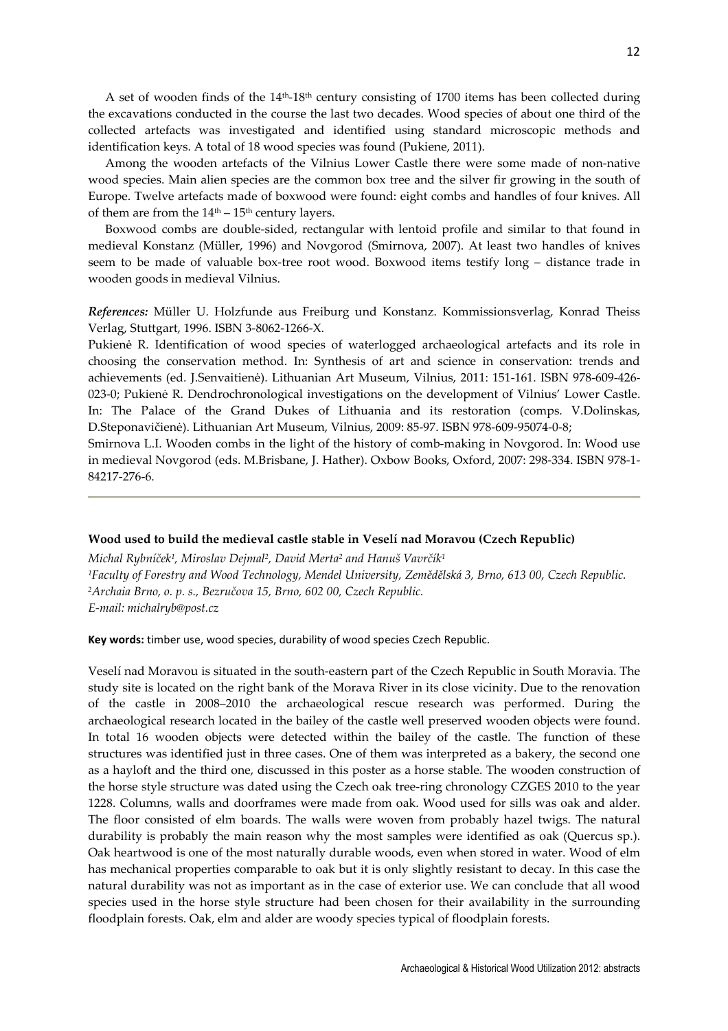A set of wooden finds of the 14th-18th century consisting of 1700 items has been collected during the excavations conducted in the course the last two decades. Wood species of about one third of the collected artefacts was investigated and identified using standard microscopic methods and identification keys. A total of 18 wood species was found (Pukiene, 2011).

Among the wooden artefacts of the Vilnius Lower Castle there were some made of non-native wood species. Main alien species are the common box tree and the silver fir growing in the south of Europe. Twelve artefacts made of boxwood were found: eight combs and handles of four knives. All of them are from the 14th – 15th century layers.

Boxwood combs are double-sided, rectangular with lentoid profile and similar to that found in medieval Konstanz (Müller, 1996) and Novgorod (Smirnova, 2007). At least two handles of knives seem to be made of valuable box-tree root wood. Boxwood items testify long – distance trade in wooden goods in medieval Vilnius.

***References:*** Müller U. Holzfunde aus Freiburg und Konstanz. Kommissionsverlag, Konrad Theiss Verlag, Stuttgart, 1996. ISBN 3-8062-1266-X.

Pukienė R. Identification of wood species of waterlogged archaeological artefacts and its role in choosing the conservation method. In: Synthesis of art and science in conservation: trends and achievements (ed. J.Senvaitienė). Lithuanian Art Museum, Vilnius, 2011: 151-161. ISBN 978-609-426-023-0; Pukienė R. Dendrochronological investigations on the development of Vilnius' Lower Castle. In: The Palace of the Grand Dukes of Lithuania and its restoration (comps. V.Dolinskas, D.Steponavičienė). Lithuanian Art Museum, Vilnius, 2009: 85-97. ISBN 978-609-95074-0-8;

Smirnova L.I. Wooden combs in the light of the history of comb-making in Novgorod. In: Wood use in medieval Novgorod (eds. M.Brisbane, J. Hather). Oxbow Books, Oxford, 2007: 298-334. ISBN 978-1-84217-276-6.

---

### Wood used to build the medieval castle stable in Veselí nad Moravou (Czech Republic)

*Michal Rybníček[1], Miroslav Dejmal[2], David Merta[2] and Hanuš Vavrčík[1]*
*[1]Faculty of Forestry and Wood Technology, Mendel University, Zemědělská 3, Brno, 613 00, Czech Republic.*
*[2]Archaia Brno, o. p. s., Bezručova 15, Brno, 602 00, Czech Republic.*
*E-mail: michalryb@post.cz*

**Key words:** timber use, wood species, durability of wood species Czech Republic.

Veselí nad Moravou is situated in the south-eastern part of the Czech Republic in South Moravia. The study site is located on the right bank of the Morava River in its close vicinity. Due to the renovation of the castle in 2008–2010 the archaeological rescue research was performed. During the archaeological research located in the bailey of the castle well preserved wooden objects were found. In total 16 wooden objects were detected within the bailey of the castle. The function of these structures was identified just in three cases. One of them was interpreted as a bakery, the second one as a hayloft and the third one, discussed in this poster as a horse stable. The wooden construction of the horse style structure was dated using the Czech oak tree-ring chronology CZGES 2010 to the year 1228. Columns, walls and doorframes were made from oak. Wood used for sills was oak and alder. The floor consisted of elm boards. The walls were woven from probably hazel twigs. The natural durability is probably the main reason why the most samples were identified as oak (Quercus sp.). Oak heartwood is one of the most naturally durable woods, even when stored in water. Wood of elm has mechanical properties comparable to oak but it is only slightly resistant to decay. In this case the natural durability was not as important as in the case of exterior use. We can conclude that all wood species used in the horse style structure had been chosen for their availability in the surrounding floodplain forests. Oak, elm and alder are woody species typical of floodplain forests.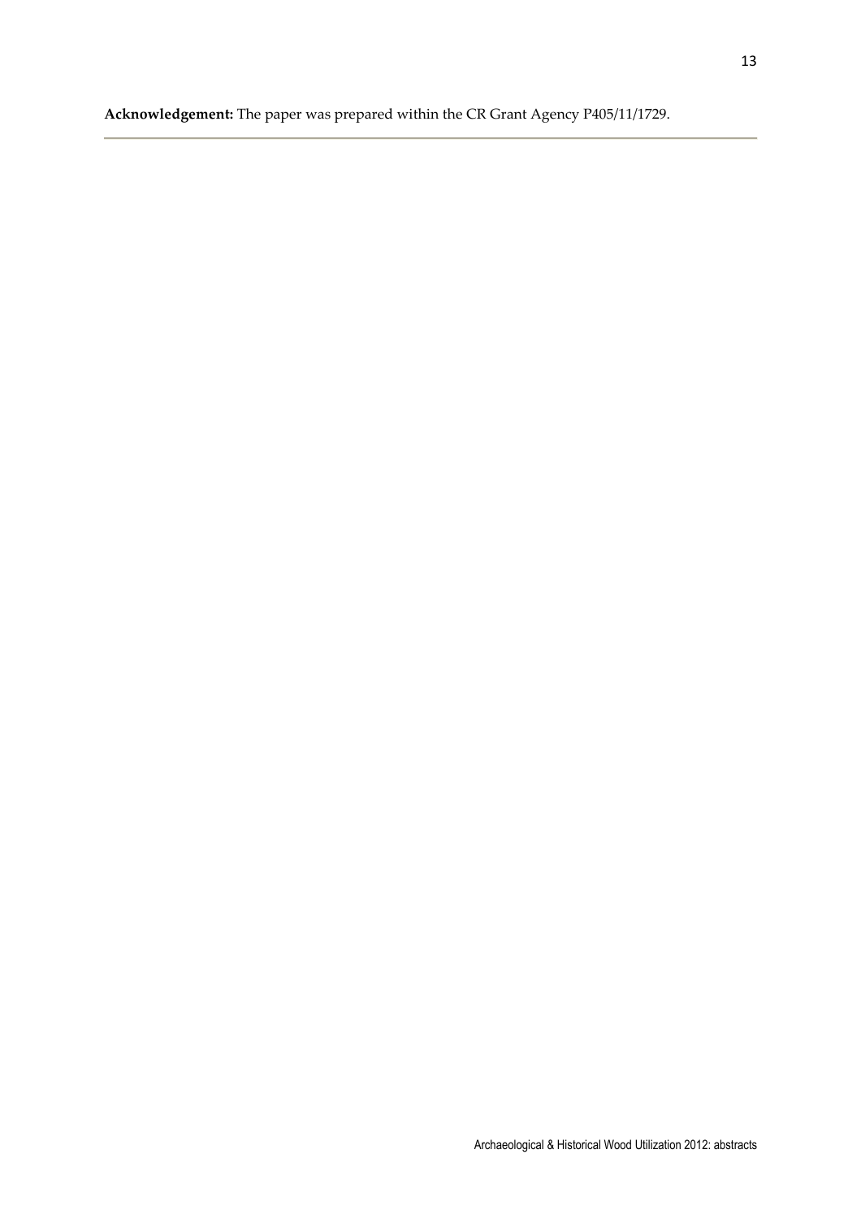**Acknowledgement:** The paper was prepared within the CR Grant Agency P405/11/1729.

---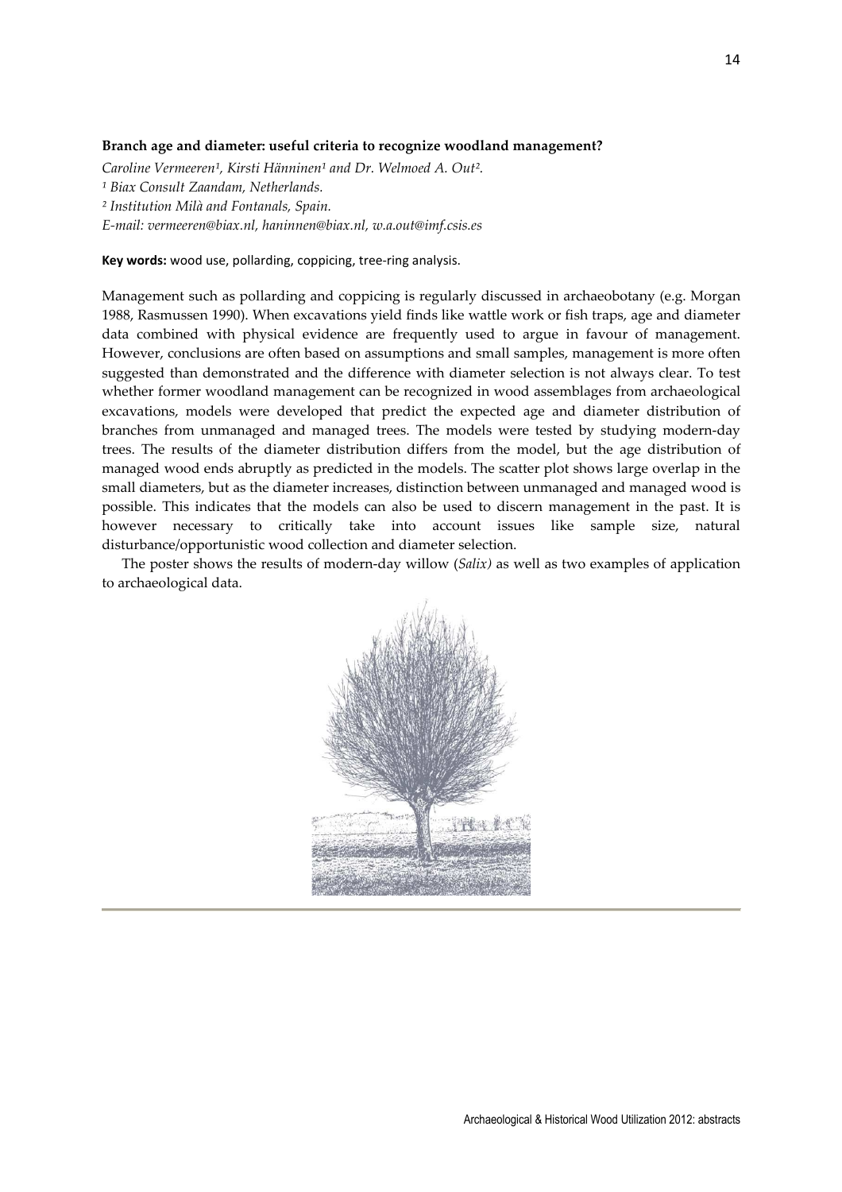**Branch age and diameter: useful criteria to recognize woodland management?**

*Caroline Vermeeren[1], Kirsti Hänninen[1] and Dr. Welmoed A. Out[2].*

*[1] Biax Consult Zaandam, Netherlands.*

*[2] Institution Milà and Fontanals, Spain.*

*E-mail: vermeeren@biax.nl, haninnen@biax.nl, w.a.out@imf.csis.es*

**Key words:** wood use, pollarding, coppicing, tree-ring analysis.

Management such as pollarding and coppicing is regularly discussed in archaeobotany (e.g. Morgan 1988, Rasmussen 1990). When excavations yield finds like wattle work or fish traps, age and diameter data combined with physical evidence are frequently used to argue in favour of management. However, conclusions are often based on assumptions and small samples, management is more often suggested than demonstrated and the difference with diameter selection is not always clear. To test whether former woodland management can be recognized in wood assemblages from archaeological excavations, models were developed that predict the expected age and diameter distribution of branches from unmanaged and managed trees. The models were tested by studying modern-day trees. The results of the diameter distribution differs from the model, but the age distribution of managed wood ends abruptly as predicted in the models. The scatter plot shows large overlap in the small diameters, but as the diameter increases, distinction between unmanaged and managed wood is possible. This indicates that the models can also be used to discern management in the past. It is however necessary to critically take into account issues like sample size, natural disturbance/opportunistic wood collection and diameter selection.

The poster shows the results of modern-day willow (*Salix)* as well as two examples of application to archaeological data.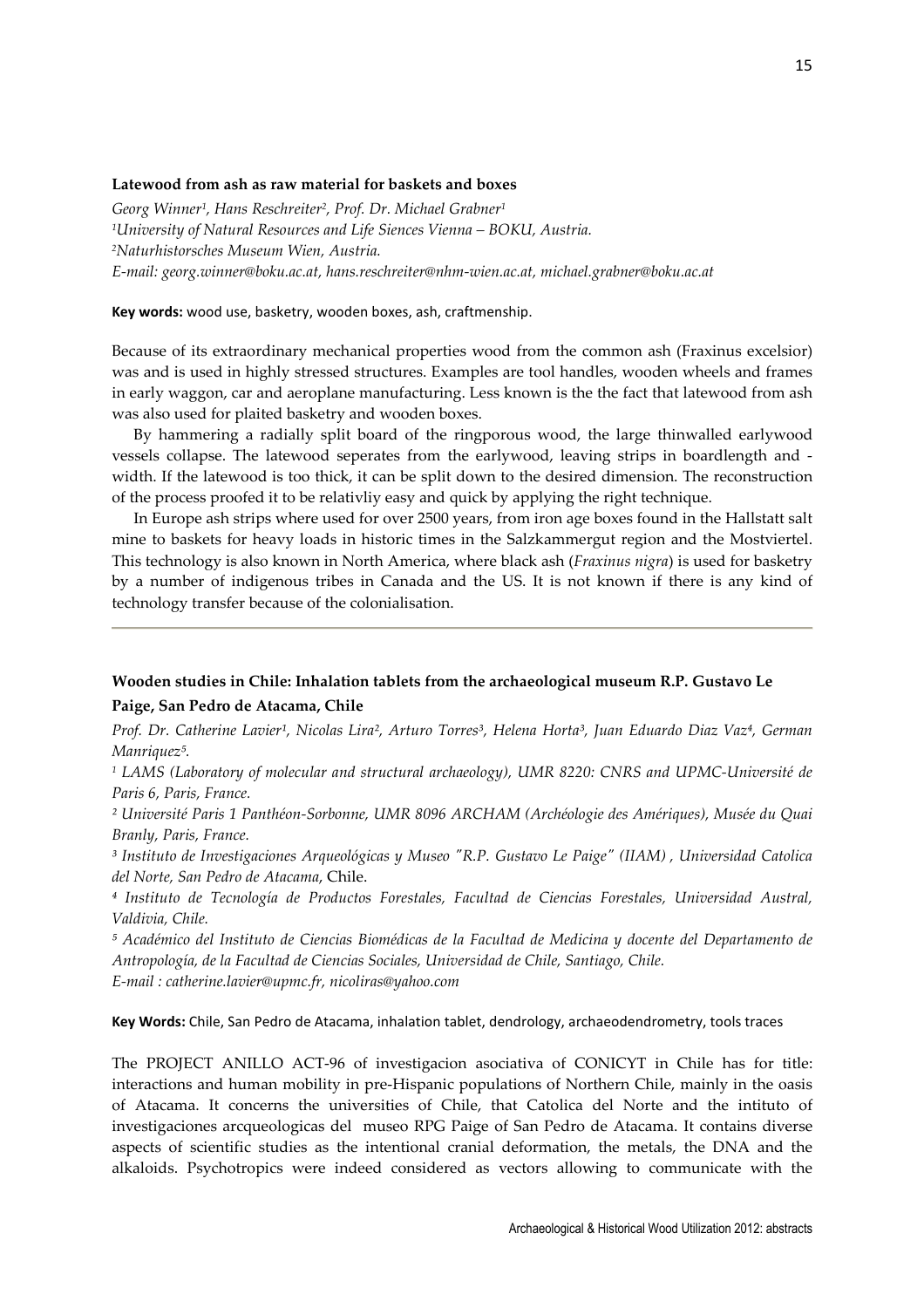### Latewood from ash as raw material for baskets and boxes

*Georg Winner[1], Hans Reschreiter[2], Prof. Dr. Michael Grabner[1]*
*[1]University of Natural Resources and Life Siences Vienna – BOKU, Austria.*
*[2]Naturhistorsches Museum Wien, Austria.*
*E-mail: georg.winner@boku.ac.at, hans.reschreiter@nhm-wien.ac.at, michael.grabner@boku.ac.at*

**Key words:** wood use, basketry, wooden boxes, ash, craftmenship.

Because of its extraordinary mechanical properties wood from the common ash (Fraxinus excelsior) was and is used in highly stressed structures. Examples are tool handles, wooden wheels and frames in early waggon, car and aeroplane manufacturing. Less known is the the fact that latewood from ash was also used for plaited basketry and wooden boxes.

By hammering a radially split board of the ringporous wood, the large thinwalled earlywood vessels collapse. The latewood seperates from the earlywood, leaving strips in boardlength and -width. If the latewood is too thick, it can be split down to the desired dimension. The reconstruction of the process proofed it to be relativliy easy and quick by applying the right technique.

In Europe ash strips where used for over 2500 years, from iron age boxes found in the Hallstatt salt mine to baskets for heavy loads in historic times in the Salzkammergut region and the Mostviertel. This technology is also known in North America, where black ash (*Fraxinus nigra*) is used for basketry by a number of indigenous tribes in Canada and the US. It is not known if there is any kind of technology transfer because of the colonialisation.

---

### Wooden studies in Chile: Inhalation tablets from the archaeological museum R.P. Gustavo Le Paige, San Pedro de Atacama, Chile

*Prof. Dr. Catherine Lavier[1], Nicolas Lira[2], Arturo Torres[3], Helena Horta[3], Juan Eduardo Diaz Vaz[4], German Manriquez[5].*

*[1] LAMS (Laboratory of molecular and structural archaeology), UMR 8220: CNRS and UPMC-Université de Paris 6, Paris, France.*

*[2] Université Paris 1 Panthéon-Sorbonne, UMR 8096 ARCHAM (Archéologie des Amériques), Musée du Quai Branly, Paris, France.*

*[3] Instituto de Investigaciones Arqueológicas y Museo "R.P. Gustavo Le Paige" (IIAM) , Universidad Catolica del Norte, San Pedro de Atacama*, Chile.

*[4] Instituto de Tecnología de Productos Forestales, Facultad de Ciencias Forestales, Universidad Austral, Valdivia, Chile.*

*[5] Académico del Instituto de Ciencias Biomédicas de la Facultad de Medicina y docente del Departamento de Antropología, de la Facultad de Ciencias Sociales, Universidad de Chile, Santiago, Chile.*

*E-mail : catherine.lavier@upmc.fr, nicoliras@yahoo.com*

**Key Words:** Chile, San Pedro de Atacama, inhalation tablet, dendrology, archaeodendrometry, tools traces

The PROJECT ANILLO ACT-96 of investigacion asociativa of CONICYT in Chile has for title: interactions and human mobility in pre-Hispanic populations of Northern Chile, mainly in the oasis of Atacama. It concerns the universities of Chile, that Catolica del Norte and the intituto of investigaciones arcqueologicas del museo RPG Paige of San Pedro de Atacama. It contains diverse aspects of scientific studies as the intentional cranial deformation, the metals, the DNA and the alkaloids. Psychotropics were indeed considered as vectors allowing to communicate with the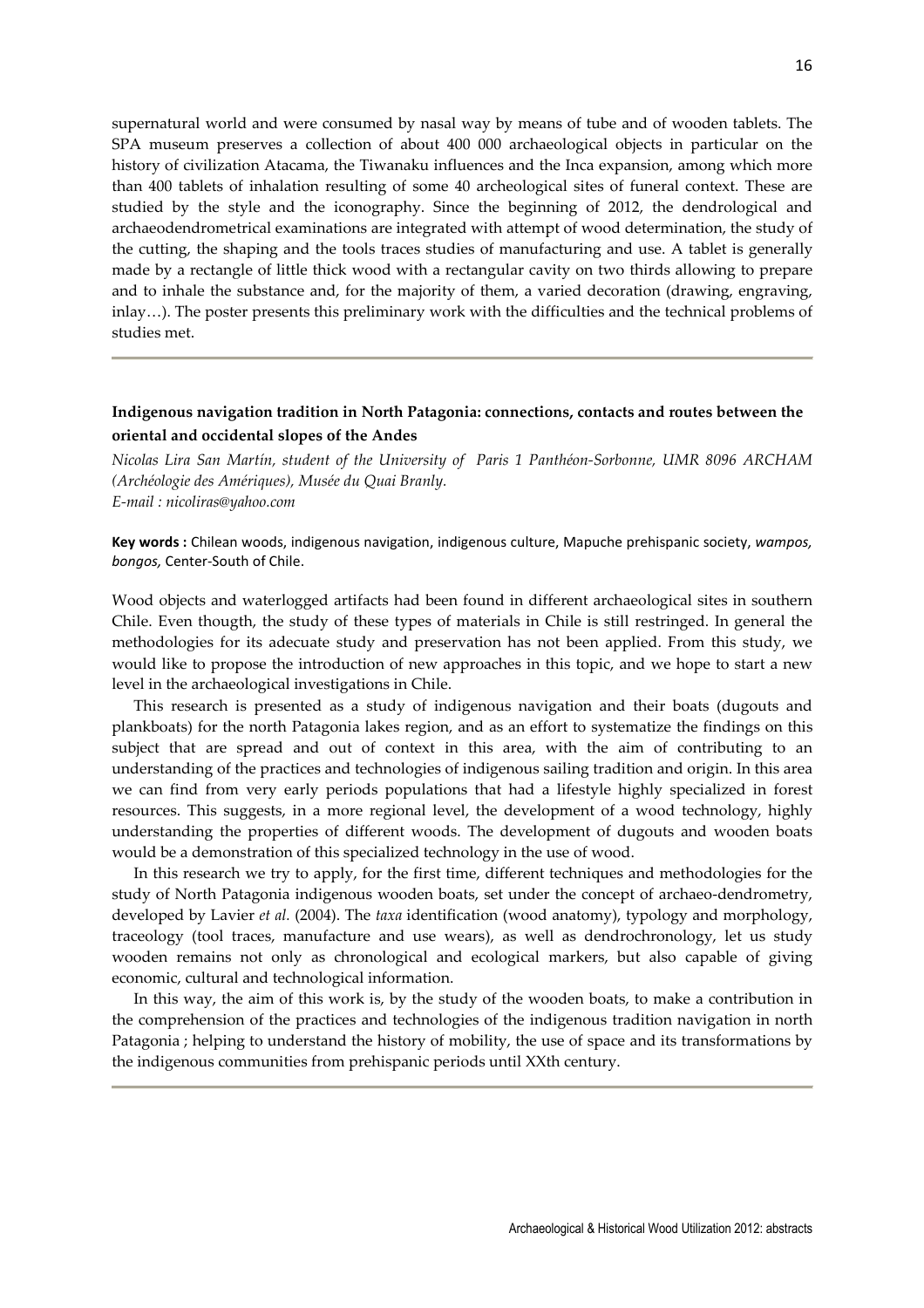supernatural world and were consumed by nasal way by means of tube and of wooden tablets. The SPA museum preserves a collection of about 400 000 archaeological objects in particular on the history of civilization Atacama, the Tiwanaku influences and the Inca expansion, among which more than 400 tablets of inhalation resulting of some 40 archeological sites of funeral context. These are studied by the style and the iconography. Since the beginning of 2012, the dendrological and archaeodendrometrical examinations are integrated with attempt of wood determination, the study of the cutting, the shaping and the tools traces studies of manufacturing and use. A tablet is generally made by a rectangle of little thick wood with a rectangular cavity on two thirds allowing to prepare and to inhale the substance and, for the majority of them, a varied decoration (drawing, engraving, inlay…). The poster presents this preliminary work with the difficulties and the technical problems of studies met.

---

### Indigenous navigation tradition in North Patagonia: connections, contacts and routes between the oriental and occidental slopes of the Andes

*Nicolas Lira San Martín, student of the University of Paris 1 Panthéon-Sorbonne, UMR 8096 ARCHAM (Archéologie des Amériques), Musée du Quai Branly.*
*E-mail : nicoliras@yahoo.com*

**Key words :** Chilean woods, indigenous navigation, indigenous culture, Mapuche prehispanic society, *wampos, bongos,* Center-South of Chile.

Wood objects and waterlogged artifacts had been found in different archaeological sites in southern Chile. Even thougth, the study of these types of materials in Chile is still restringed. In general the methodologies for its adecuate study and preservation has not been applied. From this study, we would like to propose the introduction of new approaches in this topic, and we hope to start a new level in the archaeological investigations in Chile.

This research is presented as a study of indigenous navigation and their boats (dugouts and plankboats) for the north Patagonia lakes region, and as an effort to systematize the findings on this subject that are spread and out of context in this area, with the aim of contributing to an understanding of the practices and technologies of indigenous sailing tradition and origin. In this area we can find from very early periods populations that had a lifestyle highly specialized in forest resources. This suggests, in a more regional level, the development of a wood technology, highly understanding the properties of different woods. The development of dugouts and wooden boats would be a demonstration of this specialized technology in the use of wood.

In this research we try to apply, for the first time, different techniques and methodologies for the study of North Patagonia indigenous wooden boats, set under the concept of archaeo-dendrometry, developed by Lavier *et al.* (2004). The *taxa* identification (wood anatomy), typology and morphology, traceology (tool traces, manufacture and use wears), as well as dendrochronology, let us study wooden remains not only as chronological and ecological markers, but also capable of giving economic, cultural and technological information.

In this way, the aim of this work is, by the study of the wooden boats, to make a contribution in the comprehension of the practices and technologies of the indigenous tradition navigation in north Patagonia ; helping to understand the history of mobility, the use of space and its transformations by the indigenous communities from prehispanic periods until XXth century.

---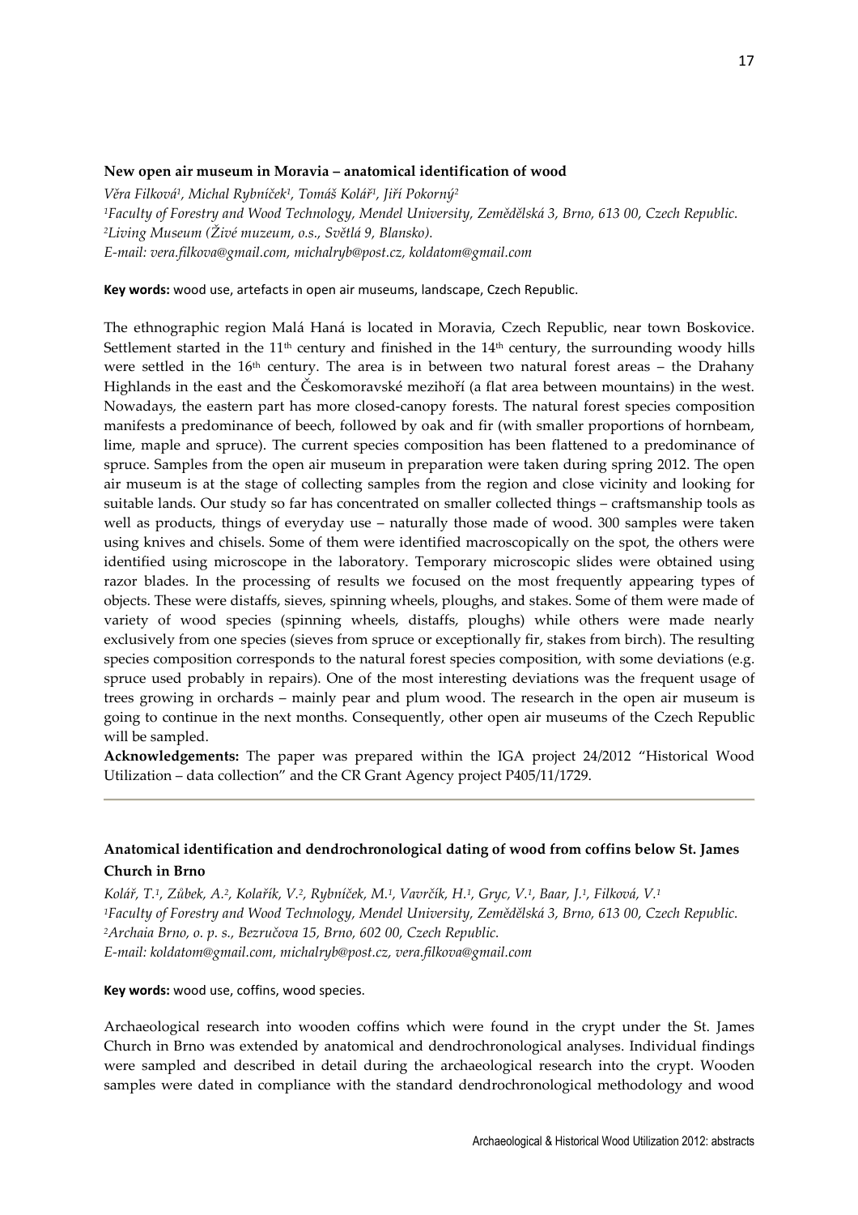## New open air museum in Moravia – anatomical identification of wood

*Věra Filková[1], Michal Rybníček[1], Tomáš Kolář[1], Jiří Pokorný[2]*
*[1]Faculty of Forestry and Wood Technology, Mendel University, Zemědělská 3, Brno, 613 00, Czech Republic.*
*[2]Living Museum (Živé muzeum, o.s., Světlá 9, Blansko).*
*E-mail: vera.filkova@gmail.com, michalryb@post.cz, koldatom@gmail.com*

**Key words:** wood use, artefacts in open air museums, landscape, Czech Republic.

The ethnographic region Malá Haná is located in Moravia, Czech Republic, near town Boskovice. Settlement started in the 11th century and finished in the 14th century, the surrounding woody hills were settled in the 16th century. The area is in between two natural forest areas – the Drahany Highlands in the east and the Českomoravské mezihoří (a flat area between mountains) in the west. Nowadays, the eastern part has more closed-canopy forests. The natural forest species composition manifests a predominance of beech, followed by oak and fir (with smaller proportions of hornbeam, lime, maple and spruce). The current species composition has been flattened to a predominance of spruce. Samples from the open air museum in preparation were taken during spring 2012. The open air museum is at the stage of collecting samples from the region and close vicinity and looking for suitable lands. Our study so far has concentrated on smaller collected things – craftsmanship tools as well as products, things of everyday use – naturally those made of wood. 300 samples were taken using knives and chisels. Some of them were identified macroscopically on the spot, the others were identified using microscope in the laboratory. Temporary microscopic slides were obtained using razor blades. In the processing of results we focused on the most frequently appearing types of objects. These were distaffs, sieves, spinning wheels, ploughs, and stakes. Some of them were made of variety of wood species (spinning wheels, distaffs, ploughs) while others were made nearly exclusively from one species (sieves from spruce or exceptionally fir, stakes from birch). The resulting species composition corresponds to the natural forest species composition, with some deviations (e.g. spruce used probably in repairs). One of the most interesting deviations was the frequent usage of trees growing in orchards – mainly pear and plum wood. The research in the open air museum is going to continue in the next months. Consequently, other open air museums of the Czech Republic will be sampled.

**Acknowledgements:** The paper was prepared within the IGA project 24/2012 "Historical Wood Utilization – data collection" and the CR Grant Agency project P405/11/1729.

---

## Anatomical identification and dendrochronological dating of wood from coffins below St. James Church in Brno

*Kolář, T.[1], Zůbek, A.[2], Kolařík, V.[2], Rybníček, M.[1], Vavrčík, H.[1], Gryc, V.[1], Baar, J.[1], Filková, V.[1]*
*[1]Faculty of Forestry and Wood Technology, Mendel University, Zemědělská 3, Brno, 613 00, Czech Republic.*
*[2]Archaia Brno, o. p. s., Bezručova 15, Brno, 602 00, Czech Republic.*
*E-mail: koldatom@gmail.com, michalryb@post.cz, vera.filkova@gmail.com*

**Key words:** wood use, coffins, wood species.

Archaeological research into wooden coffins which were found in the crypt under the St. James Church in Brno was extended by anatomical and dendrochronological analyses. Individual findings were sampled and described in detail during the archaeological research into the crypt. Wooden samples were dated in compliance with the standard dendrochronological methodology and wood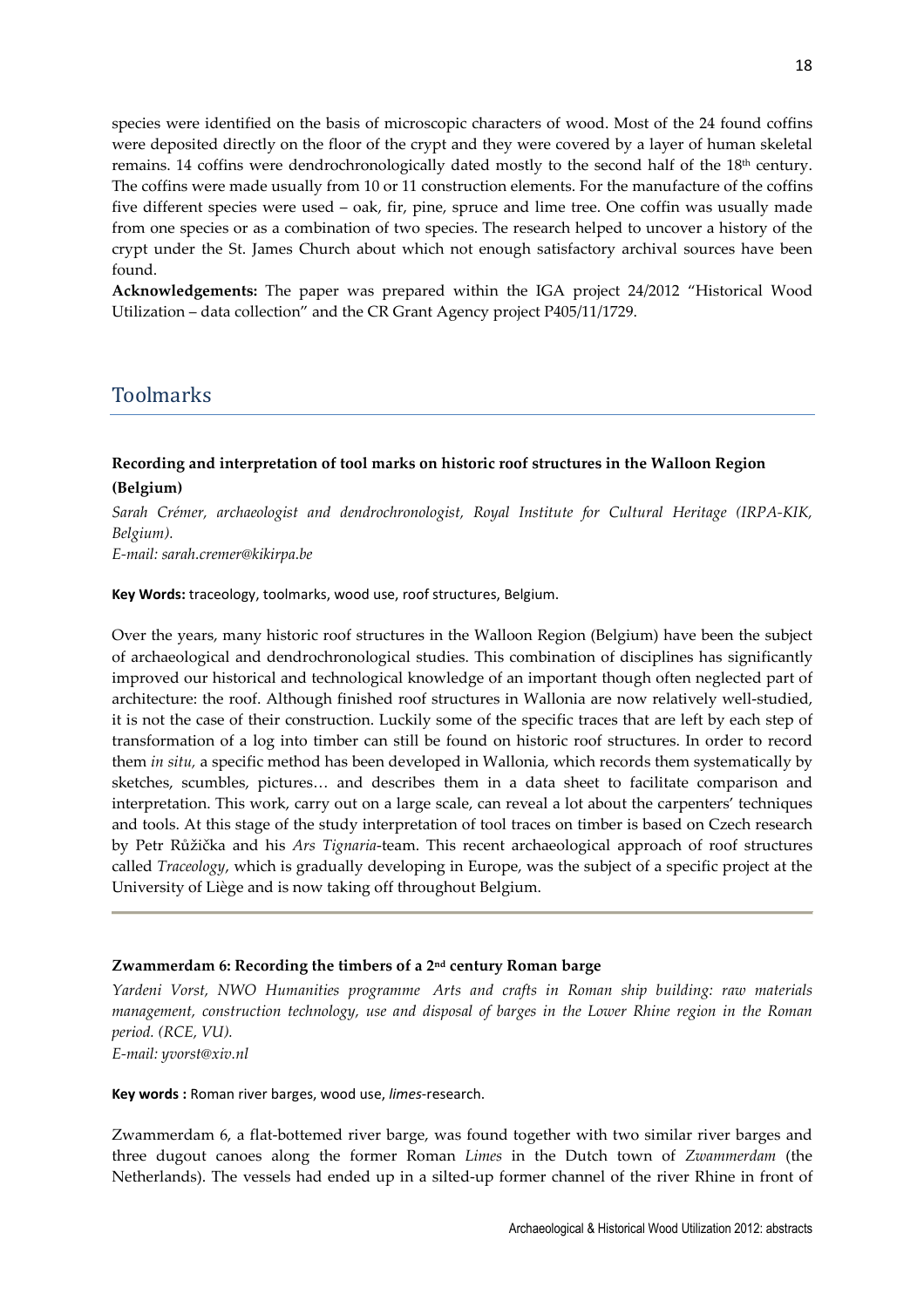species were identified on the basis of microscopic characters of wood. Most of the 24 found coffins were deposited directly on the floor of the crypt and they were covered by a layer of human skeletal remains. 14 coffins were dendrochronologically dated mostly to the second half of the 18th century. The coffins were made usually from 10 or 11 construction elements. For the manufacture of the coffins five different species were used – oak, fir, pine, spruce and lime tree. One coffin was usually made from one species or as a combination of two species. The research helped to uncover a history of the crypt under the St. James Church about which not enough satisfactory archival sources have been found.

**Acknowledgements:** The paper was prepared within the IGA project 24/2012 "Historical Wood Utilization – data collection" and the CR Grant Agency project P405/11/1729.

## Toolmarks

### Recording and interpretation of tool marks on historic roof structures in the Walloon Region (Belgium)

*Sarah Crémer, archaeologist and dendrochronologist, Royal Institute for Cultural Heritage (IRPA-KIK, Belgium).*
*E-mail: sarah.cremer@kikirpa.be*

**Key Words:** traceology, toolmarks, wood use, roof structures, Belgium.

Over the years, many historic roof structures in the Walloon Region (Belgium) have been the subject of archaeological and dendrochronological studies. This combination of disciplines has significantly improved our historical and technological knowledge of an important though often neglected part of architecture: the roof. Although finished roof structures in Wallonia are now relatively well-studied, it is not the case of their construction. Luckily some of the specific traces that are left by each step of transformation of a log into timber can still be found on historic roof structures. In order to record them *in situ*, a specific method has been developed in Wallonia, which records them systematically by sketches, scumbles, pictures… and describes them in a data sheet to facilitate comparison and interpretation. This work, carry out on a large scale, can reveal a lot about the carpenters' techniques and tools. At this stage of the study interpretation of tool traces on timber is based on Czech research by Petr Růžička and his *Ars Tignaria*-team. This recent archaeological approach of roof structures called *Traceology*, which is gradually developing in Europe, was the subject of a specific project at the University of Liège and is now taking off throughout Belgium.

### Zwammerdam 6: Recording the timbers of a 2nd century Roman barge

*Yardeni Vorst, NWO Humanities programme Arts and crafts in Roman ship building: raw materials management, construction technology, use and disposal of barges in the Lower Rhine region in the Roman period. (RCE, VU).*
*E-mail: yvorst@xiv.nl*

**Key words :** Roman river barges, wood use, *limes*-research.

Zwammerdam 6, a flat-bottemed river barge, was found together with two similar river barges and three dugout canoes along the former Roman *Limes* in the Dutch town of *Zwammerdam* (the Netherlands). The vessels had ended up in a silted-up former channel of the river Rhine in front of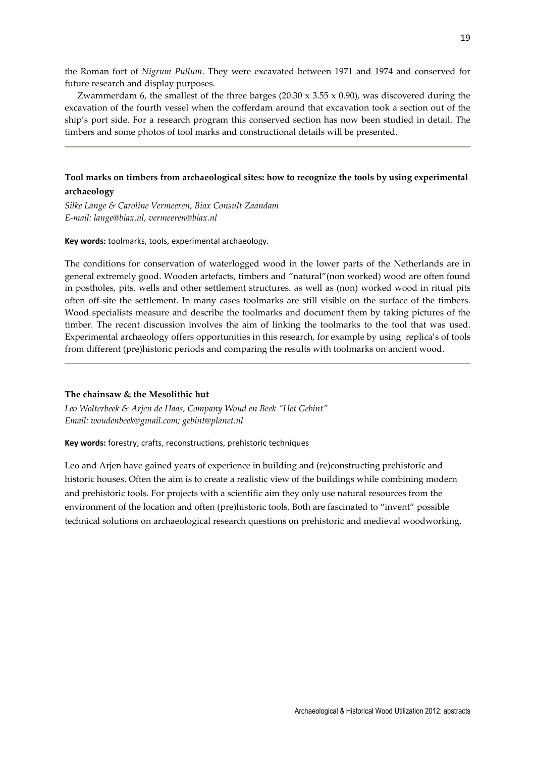the Roman fort of *Nigrum Pullum*. They were excavated between 1971 and 1974 and conserved for future research and display purposes.

Zwammerdam 6, the smallest of the three barges (20.30 x 3.55 x 0.90), was discovered during the excavation of the fourth vessel when the cofferdam around that excavation took a section out of the ship's port side. For a research program this conserved section has now been studied in detail. The timbers and some photos of tool marks and constructional details will be presented.

---

### Tool marks on timbers from archaeological sites: how to recognize the tools by using experimental archaeology

*Silke Lange & Caroline Vermeeren, Biax Consult Zaandam*
*E-mail: lange@biax.nl, vermeeren@biax.nl*

**Key words:** toolmarks, tools, experimental archaeology.

The conditions for conservation of waterlogged wood in the lower parts of the Netherlands are in general extremely good. Wooden artefacts, timbers and "natural"(non worked) wood are often found in postholes, pits, wells and other settlement structures. as well as (non) worked wood in ritual pits often off-site the settlement. In many cases toolmarks are still visible on the surface of the timbers. Wood specialists measure and describe the toolmarks and document them by taking pictures of the timber. The recent discussion involves the aim of linking the toolmarks to the tool that was used. Experimental archaeology offers opportunities in this research, for example by using replica's of tools from different (pre)historic periods and comparing the results with toolmarks on ancient wood.

---

### The chainsaw & the Mesolithic hut

*Leo Wolterbeek & Arjen de Haas, Company Woud en Beek "Het Gebint"*
*Email: woudenbeek@gmail.com; gebint@planet.nl*

**Key words:** forestry, crafts, reconstructions, prehistoric techniques

Leo and Arjen have gained years of experience in building and (re)constructing prehistoric and historic houses. Often the aim is to create a realistic view of the buildings while combining modern and prehistoric tools. For projects with a scientific aim they only use natural resources from the environment of the location and often (pre)historic tools. Both are fascinated to "invent" possible technical solutions on archaeological research questions on prehistoric and medieval woodworking.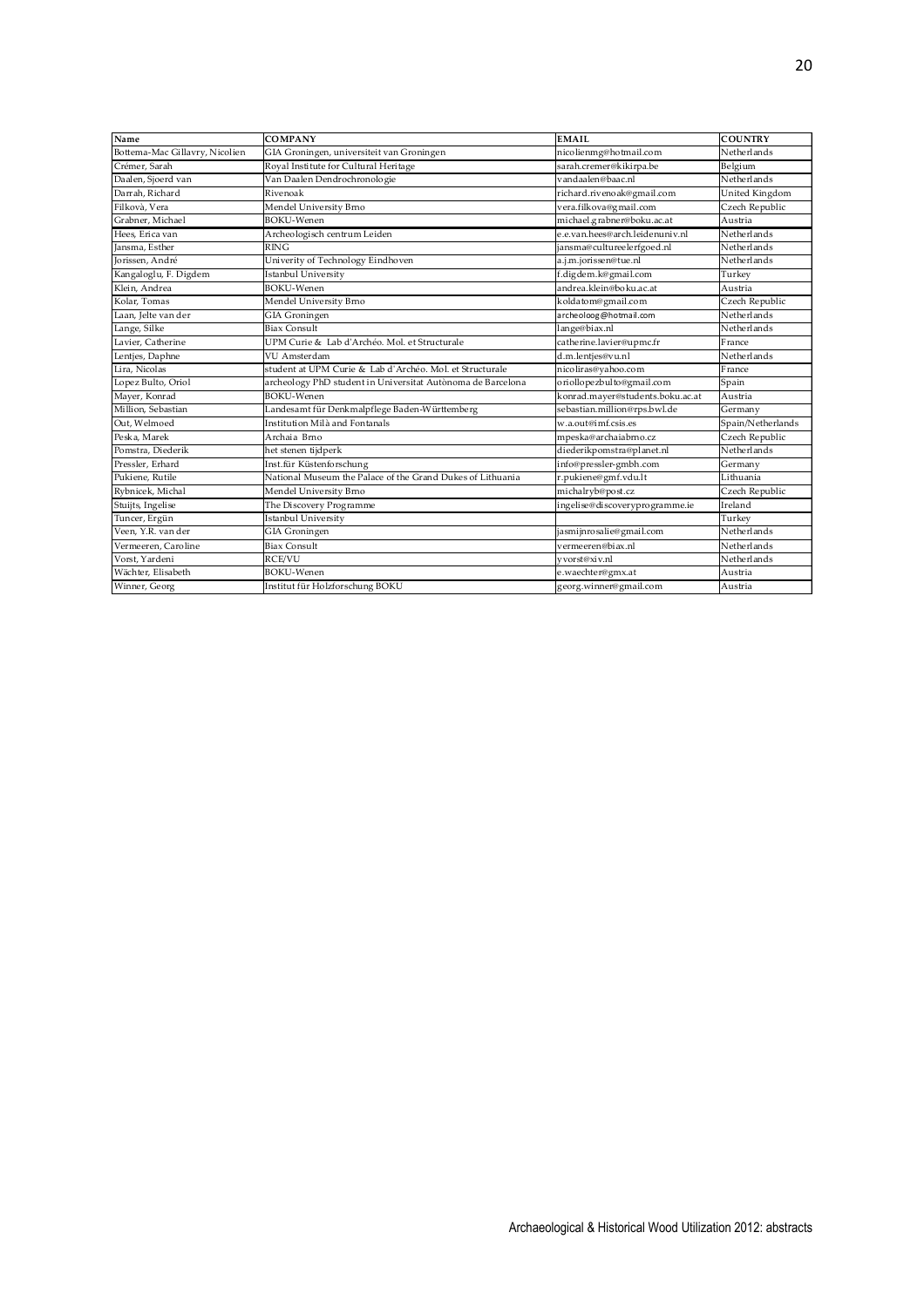| Name | COMPANY | EMAIL | COUNTRY |
|---|---|---|---|
| Bottema-Mac Gillavry, Nicolien | GIA Groningen, universiteit van Groningen | nicolienmg@hotmail.com | Netherlands |
| Crémer, Sarah | Royal Institute for Cultural Heritage | sarah.cremer@kikirpa.be | Belgium |
| Daalen, Sjoerd van | Van Daalen Dendrochronologie | vandaalen@baac.nl | Netherlands |
| Darrah, Richard | Rivenoak | richard.rivenoak@gmail.com | United Kingdom |
| Filkovà, Vera | Mendel University Brno | vera.filkova@gmail.com | Czech Republic |
| Grabner, Michael | BOKU-Wenen | michael.grabner@boku.ac.at | Austria |
| Hees, Erica van | Archeologisch centrum Leiden | e.e.van.hees@arch.leidenuniv.nl | Netherlands |
| Jansma, Esther | RING | jansma@cultureelerfgoed.nl | Netherlands |
| Jorissen, André | Univerity of Technology Eindhoven | a.j.m.jorissen@tue.nl | Netherlands |
| Kangaloglu, F. Digdem | Istanbul University | f.digdem.k@gmail.com | Turkey |
| Klein, Andrea | BOKU-Wenen | andrea.klein@boku.ac.at | Austria |
| Kolar, Tomas | Mendel University Brno | koldatom@gmail.com | Czech Republic |
| Laan, Jelte van der | GIA Groningen | archeoloog@hotmail.com | Netherlands |
| Lange, Silke | Biax Consult | lange@biax.nl | Netherlands |
| Lavier, Catherine | UPM Curie & Lab d'Archéo. Mol. et Structurale | catherine.lavier@upmc.fr | France |
| Lentjes, Daphne | VU Amsterdam | d.m.lentjes@vu.nl | Netherlands |
| Lira, Nicolas | student at UPM Curie & Lab d'Archéo. Mol. et Structurale | nicoliras@yahoo.com | France |
| Lopez Bulto, Oriol | archeology PhD student in Universitat Autònoma de Barcelona | oriollopezbulto@gmail.com | Spain |
| Mayer, Konrad | BOKU-Wenen | konrad.mayer@students.boku.ac.at | Austria |
| Million, Sebastian | Landesamt für Denkmalpflege Baden-Württemberg | sebastian.million@rps.bwl.de | Germany |
| Out, Welmoed | Institution Milà and Fontanals | w.a.out@imf.csis.es | Spain/Netherlands |
| Peska, Marek | Archaia Brno | mpeska@archaiabrno.cz | Czech Republic |
| Pomstra, Diederik | het stenen tijdperk | diederikpomstra@planet.nl | Netherlands |
| Pressler, Erhard | Inst.für Küstenforschung | info@pressler-gmbh.com | Germany |
| Pukiene, Rutile | National Museum the Palace of the Grand Dukes of Lithuania | r.pukiene@gmf.vdu.lt | Lithuania |
| Rybnicek, Michal | Mendel University Brno | michalryb@post.cz | Czech Republic |
| Stuijts, Ingelise | The Discovery Programme | ingelise@discoveryprogramme.ie | Ireland |
| Tuncer, Ergün | Istanbul University | | Turkey |
| Veen, Y.R. van der | GIA Groningen | jasmijnrosalie@gmail.com | Netherlands |
| Vermeeren, Caroline | Biax Consult | vermeeren@biax.nl | Netherlands |
| Vorst, Yardeni | RCE/VU | yvorst@xiv.nl | Netherlands |
| Wächter, Elisabeth | BOKU-Wenen | e.waechter@gmx.at | Austria |
| Winner, Georg | Institut für Holzforschung BOKU | georg.winner@gmail.com | Austria |